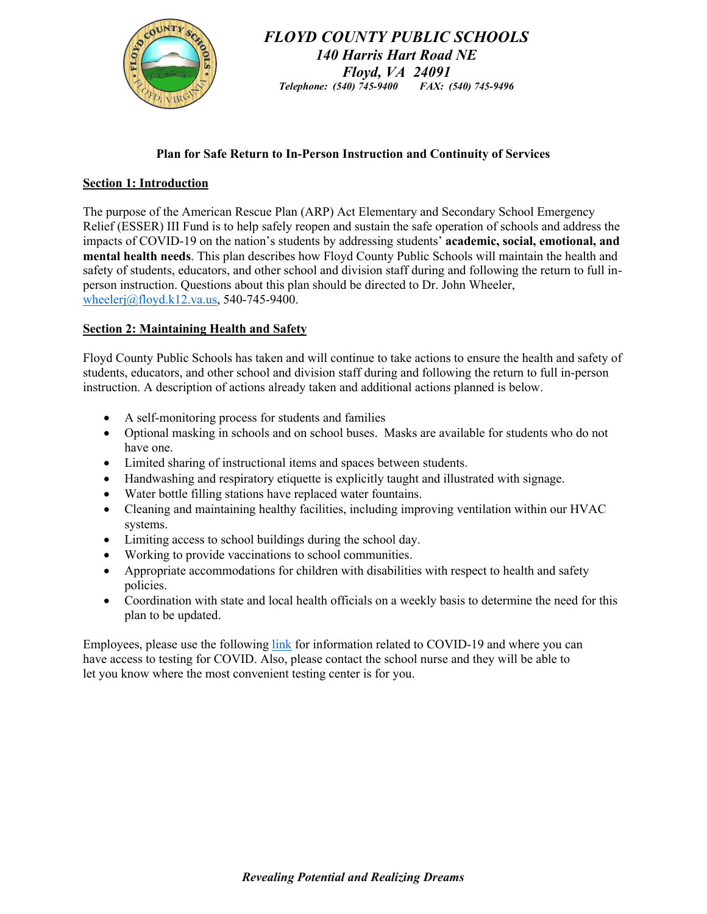# *FLOYD COUNTY PUBLIC SCHOOLS*

***140 Harris Hart Road NE***
***Floyd, VA 24091***
***Telephone: (540) 745-9400 FAX: (540) 745-9496***

**Plan for Safe Return to In-Person Instruction and Continuity of Services**

## Section 1: Introduction

The purpose of the American Rescue Plan (ARP) Act Elementary and Secondary School Emergency Relief (ESSER) III Fund is to help safely reopen and sustain the safe operation of schools and address the impacts of COVID-19 on the nation's students by addressing students' **academic, social, emotional, and mental health needs**. This plan describes how Floyd County Public Schools will maintain the health and safety of students, educators, and other school and division staff during and following the return to full in-person instruction. Questions about this plan should be directed to Dr. John Wheeler, wheelerj@floyd.k12.va.us, 540-745-9400.

## Section 2: Maintaining Health and Safety

Floyd County Public Schools has taken and will continue to take actions to ensure the health and safety of students, educators, and other school and division staff during and following the return to full in-person instruction. A description of actions already taken and additional actions planned is below.

- A self-monitoring process for students and families
- Optional masking in schools and on school buses. Masks are available for students who do not have one.
- Limited sharing of instructional items and spaces between students.
- Handwashing and respiratory etiquette is explicitly taught and illustrated with signage.
- Water bottle filling stations have replaced water fountains.
- Cleaning and maintaining healthy facilities, including improving ventilation within our HVAC systems.
- Limiting access to school buildings during the school day.
- Working to provide vaccinations to school communities.
- Appropriate accommodations for children with disabilities with respect to health and safety policies.
- Coordination with state and local health officials on a weekly basis to determine the need for this plan to be updated.

Employees, please use the following link for information related to COVID-19 and where you can have access to testing for COVID. Also, please contact the school nurse and they will be able to let you know where the most convenient testing center is for you.

*Revealing Potential and Realizing Dreams*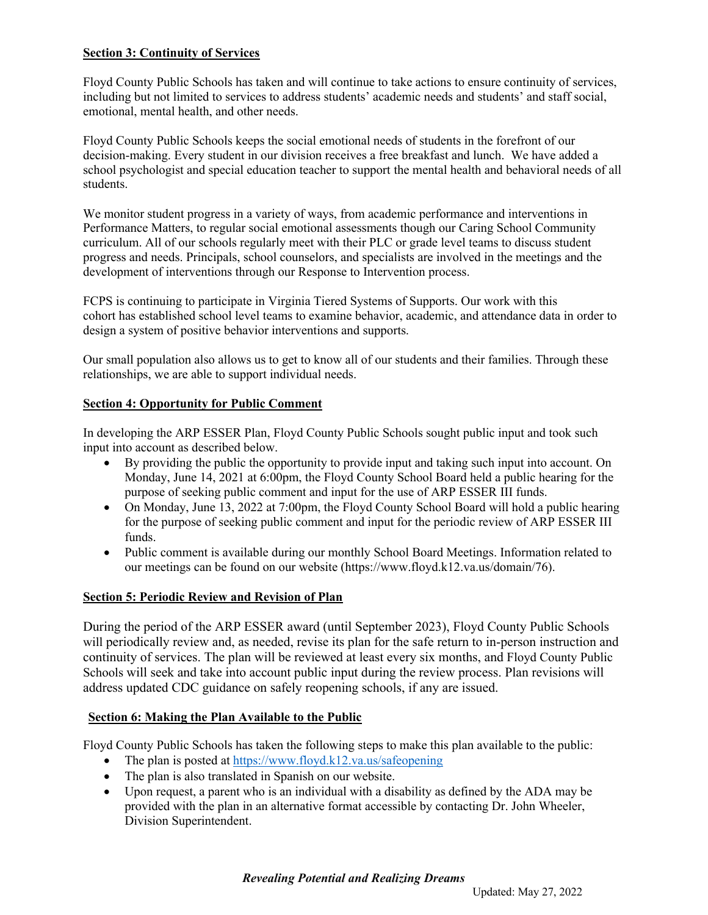**Section 3: Continuity of Services**

Floyd County Public Schools has taken and will continue to take actions to ensure continuity of services, including but not limited to services to address students' academic needs and students' and staff social, emotional, mental health, and other needs.

Floyd County Public Schools keeps the social emotional needs of students in the forefront of our decision-making. Every student in our division receives a free breakfast and lunch. We have added a school psychologist and special education teacher to support the mental health and behavioral needs of all students.

We monitor student progress in a variety of ways, from academic performance and interventions in Performance Matters, to regular social emotional assessments though our Caring School Community curriculum. All of our schools regularly meet with their PLC or grade level teams to discuss student progress and needs. Principals, school counselors, and specialists are involved in the meetings and the development of interventions through our Response to Intervention process.

FCPS is continuing to participate in Virginia Tiered Systems of Supports. Our work with this cohort has established school level teams to examine behavior, academic, and attendance data in order to design a system of positive behavior interventions and supports.

Our small population also allows us to get to know all of our students and their families. Through these relationships, we are able to support individual needs.

**Section 4: Opportunity for Public Comment**

In developing the ARP ESSER Plan, Floyd County Public Schools sought public input and took such input into account as described below.

- By providing the public the opportunity to provide input and taking such input into account. On Monday, June 14, 2021 at 6:00pm, the Floyd County School Board held a public hearing for the purpose of seeking public comment and input for the use of ARP ESSER III funds.
- On Monday, June 13, 2022 at 7:00pm, the Floyd County School Board will hold a public hearing for the purpose of seeking public comment and input for the periodic review of ARP ESSER III funds.
- Public comment is available during our monthly School Board Meetings. Information related to our meetings can be found on our website (https://www.floyd.k12.va.us/domain/76).

**Section 5: Periodic Review and Revision of Plan**

During the period of the ARP ESSER award (until September 2023), Floyd County Public Schools will periodically review and, as needed, revise its plan for the safe return to in-person instruction and continuity of services. The plan will be reviewed at least every six months, and Floyd County Public Schools will seek and take into account public input during the review process. Plan revisions will address updated CDC guidance on safely reopening schools, if any are issued.

**Section 6: Making the Plan Available to the Public**

Floyd County Public Schools has taken the following steps to make this plan available to the public:

- The plan is posted at https://www.floyd.k12.va.us/safeopening
- The plan is also translated in Spanish on our website.
- Upon request, a parent who is an individual with a disability as defined by the ADA may be provided with the plan in an alternative format accessible by contacting Dr. John Wheeler, Division Superintendent.

*Revealing Potential and Realizing Dreams*

Updated: May 27, 2022